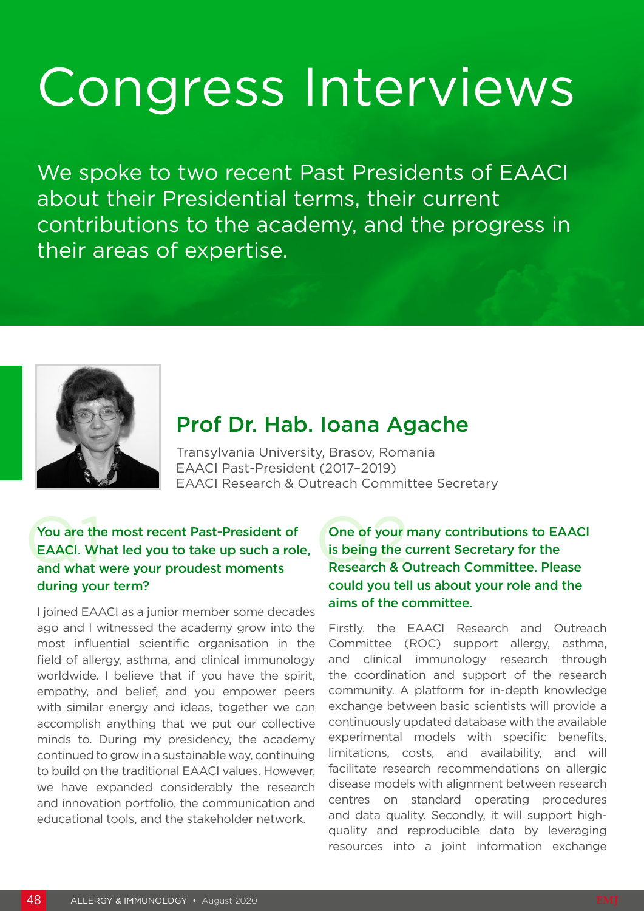# Congress Interviews

We spoke to two recent Past Presidents of EAACI about their Presidential terms, their current contributions to the academy, and the progress in their areas of expertise.

## Prof Dr. Hab. Ioana Agache

Transylvania University, Brasov, Romania
EAACI Past-President (2017–2019)
EAACI Research & Outreach Committee Secretary

### Q1 You are the most recent Past-President of EAACI. What led you to take up such a role, and what were your proudest moments during your term?

I joined EAACI as a junior member some decades ago and I witnessed the academy grow into the most influential scientific organisation in the field of allergy, asthma, and clinical immunology worldwide. I believe that if you have the spirit, empathy, and belief, and you empower peers with similar energy and ideas, together we can accomplish anything that we put our collective minds to. During my presidency, the academy continued to grow in a sustainable way, continuing to build on the traditional EAACI values. However, we have expanded considerably the research and innovation portfolio, the communication and educational tools, and the stakeholder network.

### Q2 One of your many contributions to EAACI is being the current Secretary for the Research & Outreach Committee. Please could you tell us about your role and the aims of the committee.

Firstly, the EAACI Research and Outreach Committee (ROC) support allergy, asthma, and clinical immunology research through the coordination and support of the research community. A platform for in-depth knowledge exchange between basic scientists will provide a continuously updated database with the available experimental models with specific benefits, limitations, costs, and availability, and will facilitate research recommendations on allergic disease models with alignment between research centres on standard operating procedures and data quality. Secondly, it will support high-quality and reproducible data by leveraging resources into a joint information exchange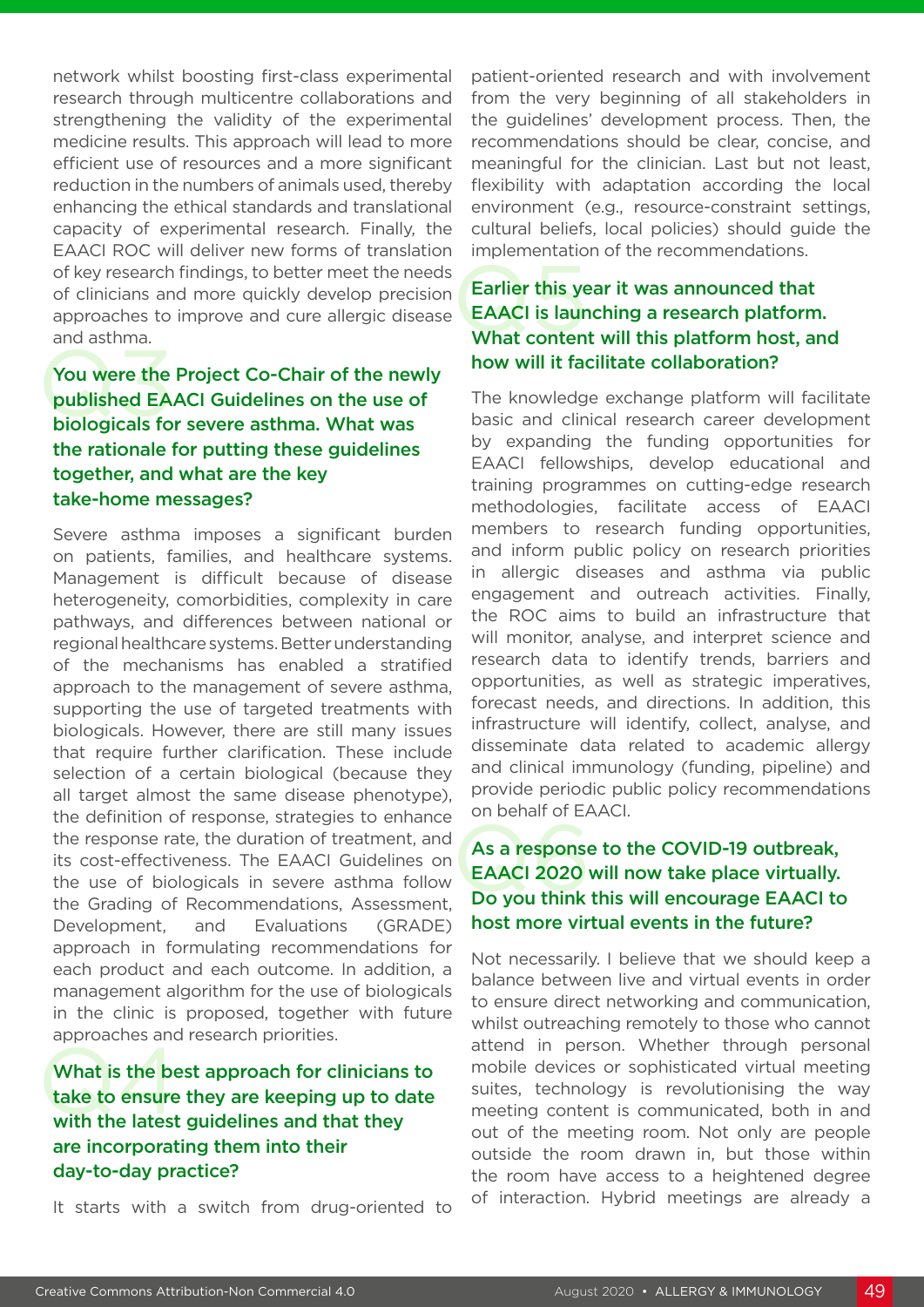network whilst boosting first-class experimental research through multicentre collaborations and strengthening the validity of the experimental medicine results. This approach will lead to more efficient use of resources and a more significant reduction in the numbers of animals used, thereby enhancing the ethical standards and translational capacity of experimental research. Finally, the EAACI ROC will deliver new forms of translation of key research findings, to better meet the needs of clinicians and more quickly develop precision approaches to improve and cure allergic disease and asthma.

### Q3 You were the Project Co-Chair of the newly published EAACI Guidelines on the use of biologicals for severe asthma. What was the rationale for putting these guidelines together, and what are the key take-home messages?

Severe asthma imposes a significant burden on patients, families, and healthcare systems. Management is difficult because of disease heterogeneity, comorbidities, complexity in care pathways, and differences between national or regional healthcare systems. Better understanding of the mechanisms has enabled a stratified approach to the management of severe asthma, supporting the use of targeted treatments with biologicals. However, there are still many issues that require further clarification. These include selection of a certain biological (because they all target almost the same disease phenotype), the definition of response, strategies to enhance the response rate, the duration of treatment, and its cost-effectiveness. The EAACI Guidelines on the use of biologicals in severe asthma follow the Grading of Recommendations, Assessment, Development, and Evaluations (GRADE) approach in formulating recommendations for each product and each outcome. In addition, a management algorithm for the use of biologicals in the clinic is proposed, together with future approaches and research priorities.

### Q4 What is the best approach for clinicians to take to ensure they are keeping up to date with the latest guidelines and that they are incorporating them into their day-to-day practice?

It starts with a switch from drug-oriented to patient-oriented research and with involvement from the very beginning of all stakeholders in the guidelines' development process. Then, the recommendations should be clear, concise, and meaningful for the clinician. Last but not least, flexibility with adaptation according the local environment (e.g., resource-constraint settings, cultural beliefs, local policies) should guide the implementation of the recommendations.

### Q5 Earlier this year it was announced that EAACI is launching a research platform. What content will this platform host, and how will it facilitate collaboration?

The knowledge exchange platform will facilitate basic and clinical research career development by expanding the funding opportunities for EAACI fellowships, develop educational and training programmes on cutting-edge research methodologies, facilitate access of EAACI members to research funding opportunities, and inform public policy on research priorities in allergic diseases and asthma via public engagement and outreach activities. Finally, the ROC aims to build an infrastructure that will monitor, analyse, and interpret science and research data to identify trends, barriers and opportunities, as well as strategic imperatives, forecast needs, and directions. In addition, this infrastructure will identify, collect, analyse, and disseminate data related to academic allergy and clinical immunology (funding, pipeline) and provide periodic public policy recommendations on behalf of EAACI.

### Q6 As a response to the COVID-19 outbreak, EAACI 2020 will now take place virtually. Do you think this will encourage EAACI to host more virtual events in the future?

Not necessarily. I believe that we should keep a balance between live and virtual events in order to ensure direct networking and communication, whilst outreaching remotely to those who cannot attend in person. Whether through personal mobile devices or sophisticated virtual meeting suites, technology is revolutionising the way meeting content is communicated, both in and out of the meeting room. Not only are people outside the room drawn in, but those within the room have access to a heightened degree of interaction. Hybrid meetings are already a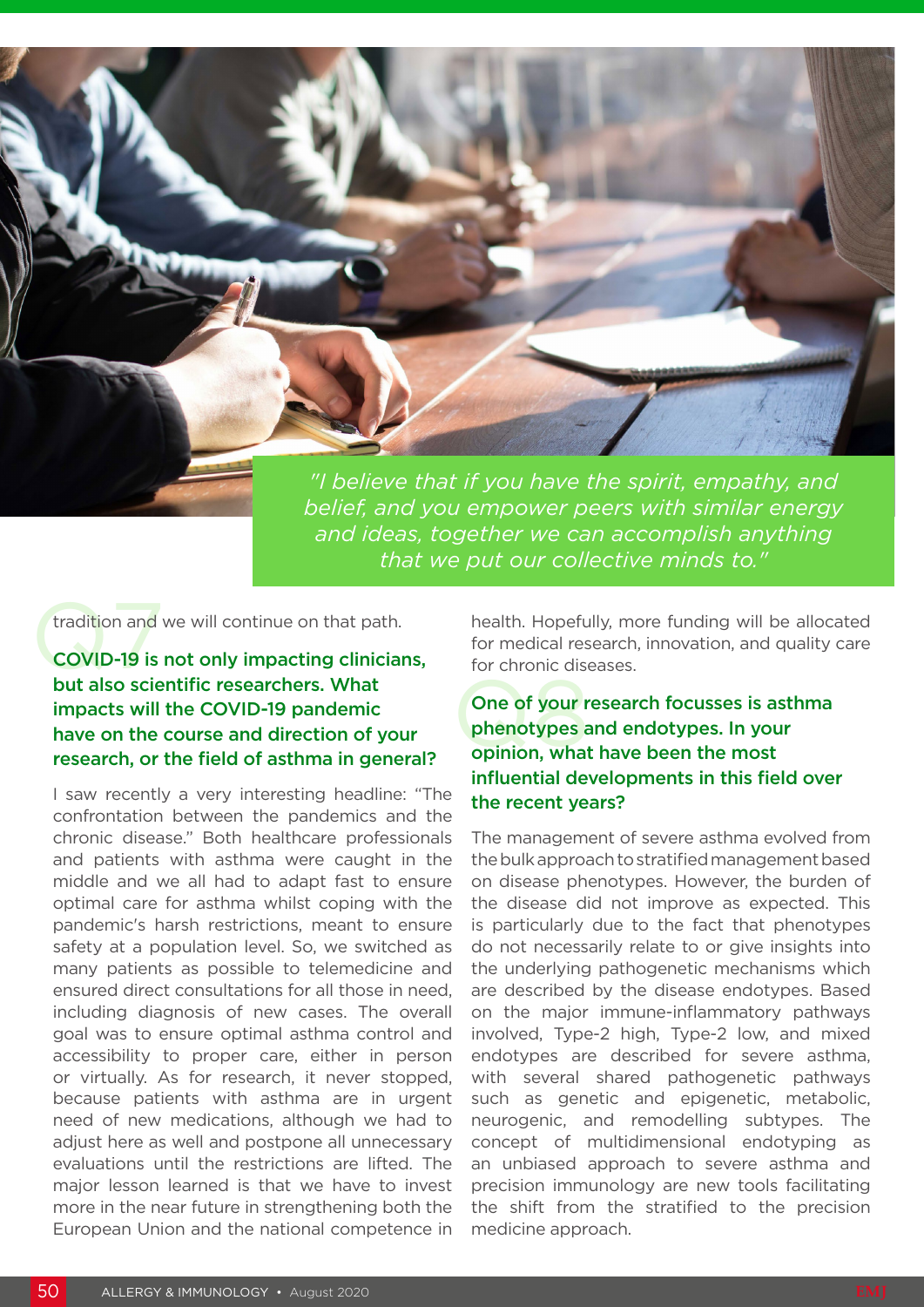"I believe that if you have the spirit, empathy, and belief, and you empower peers with similar energy and ideas, together we can accomplish anything that we put our collective minds to."

tradition and we will continue on that path.

## Q7 COVID-19 is not only impacting clinicians, but also scientific researchers. What impacts will the COVID-19 pandemic have on the course and direction of your research, or the field of asthma in general?

I saw recently a very interesting headline: "The confrontation between the pandemics and the chronic disease." Both healthcare professionals and patients with asthma were caught in the middle and we all had to adapt fast to ensure optimal care for asthma whilst coping with the pandemic's harsh restrictions, meant to ensure safety at a population level. So, we switched as many patients as possible to telemedicine and ensured direct consultations for all those in need, including diagnosis of new cases. The overall goal was to ensure optimal asthma control and accessibility to proper care, either in person or virtually. As for research, it never stopped, because patients with asthma are in urgent need of new medications, although we had to adjust here as well and postpone all unnecessary evaluations until the restrictions are lifted. The major lesson learned is that we have to invest more in the near future in strengthening both the European Union and the national competence in health. Hopefully, more funding will be allocated for medical research, innovation, and quality care for chronic diseases.

## Q8 One of your research focusses is asthma phenotypes and endotypes. In your opinion, what have been the most influential developments in this field over the recent years?

The management of severe asthma evolved from the bulk approach to stratified management based on disease phenotypes. However, the burden of the disease did not improve as expected. This is particularly due to the fact that phenotypes do not necessarily relate to or give insights into the underlying pathogenetic mechanisms which are described by the disease endotypes. Based on the major immune-inflammatory pathways involved, Type-2 high, Type-2 low, and mixed endotypes are described for severe asthma, with several shared pathogenetic pathways such as genetic and epigenetic, metabolic, neurogenic, and remodelling subtypes. The concept of multidimensional endotyping as an unbiased approach to severe asthma and precision immunology are new tools facilitating the shift from the stratified to the precision medicine approach.